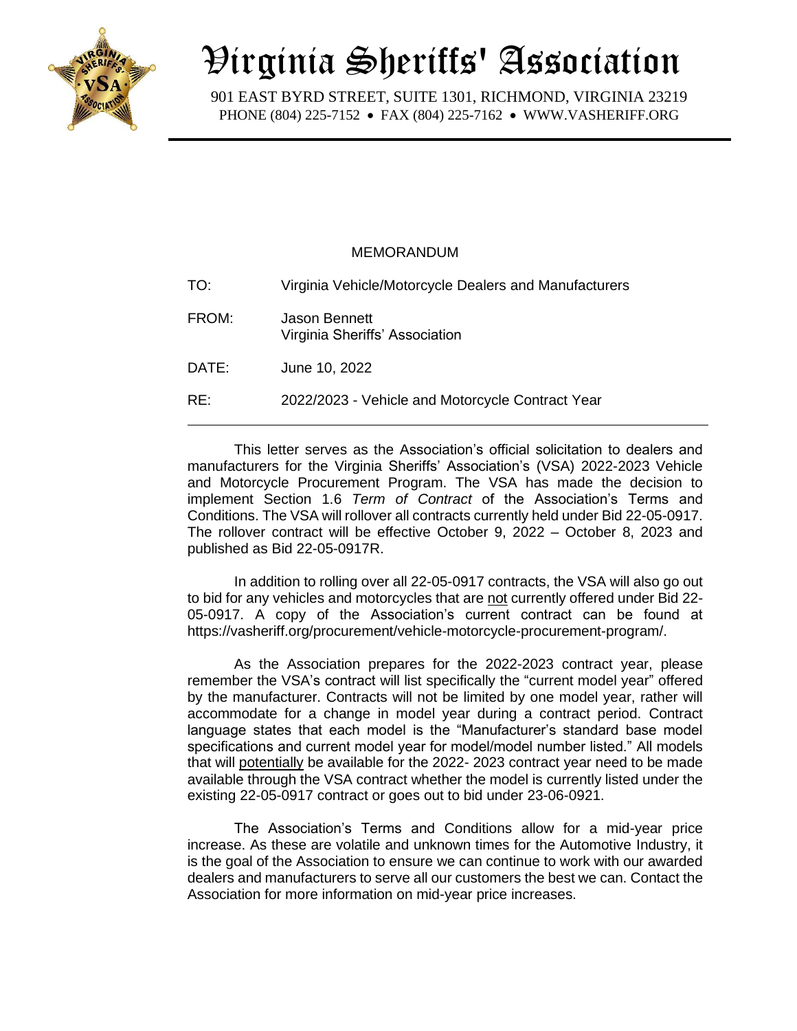# Virginia Sheriffs' Association

901 EAST BYRD STREET, SUITE 1301, RICHMOND, VIRGINIA 23219
PHONE (804) 225-7152 • FAX (804) 225-7162 • WWW.VASHERIFF.ORG

MEMORANDUM

TO: Virginia Vehicle/Motorcycle Dealers and Manufacturers

FROM: Jason Bennett
Virginia Sheriffs' Association

DATE: June 10, 2022

RE: 2022/2023 - Vehicle and Motorcycle Contract Year

---

This letter serves as the Association's official solicitation to dealers and manufacturers for the Virginia Sheriffs' Association's (VSA) 2022-2023 Vehicle and Motorcycle Procurement Program. The VSA has made the decision to implement Section 1.6 *Term of Contract* of the Association's Terms and Conditions. The VSA will rollover all contracts currently held under Bid 22-05-0917. The rollover contract will be effective October 9, 2022 – October 8, 2023 and published as Bid 22-05-0917R.

In addition to rolling over all 22-05-0917 contracts, the VSA will also go out to bid for any vehicles and motorcycles that are not currently offered under Bid 22-05-0917. A copy of the Association's current contract can be found at https://vasheriff.org/procurement/vehicle-motorcycle-procurement-program/.

As the Association prepares for the 2022-2023 contract year, please remember the VSA's contract will list specifically the "current model year" offered by the manufacturer. Contracts will not be limited by one model year, rather will accommodate for a change in model year during a contract period. Contract language states that each model is the "Manufacturer's standard base model specifications and current model year for model/model number listed." All models that will potentially be available for the 2022- 2023 contract year need to be made available through the VSA contract whether the model is currently listed under the existing 22-05-0917 contract or goes out to bid under 23-06-0921.

The Association's Terms and Conditions allow for a mid-year price increase. As these are volatile and unknown times for the Automotive Industry, it is the goal of the Association to ensure we can continue to work with our awarded dealers and manufacturers to serve all our customers the best we can. Contact the Association for more information on mid-year price increases.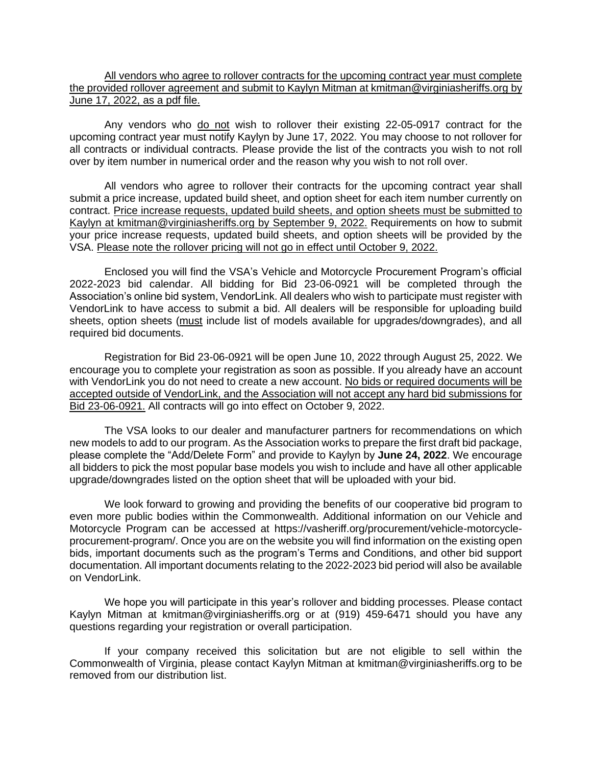All vendors who agree to rollover contracts for the upcoming contract year must complete the provided rollover agreement and submit to Kaylyn Mitman at kmitman@virginiasheriffs.org by June 17, 2022, as a pdf file.

Any vendors who do not wish to rollover their existing 22-05-0917 contract for the upcoming contract year must notify Kaylyn by June 17, 2022. You may choose to not rollover for all contracts or individual contracts. Please provide the list of the contracts you wish to not roll over by item number in numerical order and the reason why you wish to not roll over.

All vendors who agree to rollover their contracts for the upcoming contract year shall submit a price increase, updated build sheet, and option sheet for each item number currently on contract. Price increase requests, updated build sheets, and option sheets must be submitted to Kaylyn at kmitman@virginiasheriffs.org by September 9, 2022. Requirements on how to submit your price increase requests, updated build sheets, and option sheets will be provided by the VSA. Please note the rollover pricing will not go in effect until October 9, 2022.

Enclosed you will find the VSA's Vehicle and Motorcycle Procurement Program's official 2022-2023 bid calendar. All bidding for Bid 23-06-0921 will be completed through the Association's online bid system, VendorLink. All dealers who wish to participate must register with VendorLink to have access to submit a bid. All dealers will be responsible for uploading build sheets, option sheets (must include list of models available for upgrades/downgrades), and all required bid documents.

Registration for Bid 23-06-0921 will be open June 10, 2022 through August 25, 2022. We encourage you to complete your registration as soon as possible. If you already have an account with VendorLink you do not need to create a new account. No bids or required documents will be accepted outside of VendorLink, and the Association will not accept any hard bid submissions for Bid 23-06-0921. All contracts will go into effect on October 9, 2022.

The VSA looks to our dealer and manufacturer partners for recommendations on which new models to add to our program. As the Association works to prepare the first draft bid package, please complete the "Add/Delete Form" and provide to Kaylyn by **June 24, 2022**. We encourage all bidders to pick the most popular base models you wish to include and have all other applicable upgrade/downgrades listed on the option sheet that will be uploaded with your bid.

We look forward to growing and providing the benefits of our cooperative bid program to even more public bodies within the Commonwealth. Additional information on our Vehicle and Motorcycle Program can be accessed at https://vasheriff.org/procurement/vehicle-motorcycle-procurement-program/. Once you are on the website you will find information on the existing open bids, important documents such as the program's Terms and Conditions, and other bid support documentation. All important documents relating to the 2022-2023 bid period will also be available on VendorLink.

We hope you will participate in this year's rollover and bidding processes. Please contact Kaylyn Mitman at kmitman@virginiasheriffs.org or at (919) 459-6471 should you have any questions regarding your registration or overall participation.

If your company received this solicitation but are not eligible to sell within the Commonwealth of Virginia, please contact Kaylyn Mitman at kmitman@virginiasheriffs.org to be removed from our distribution list.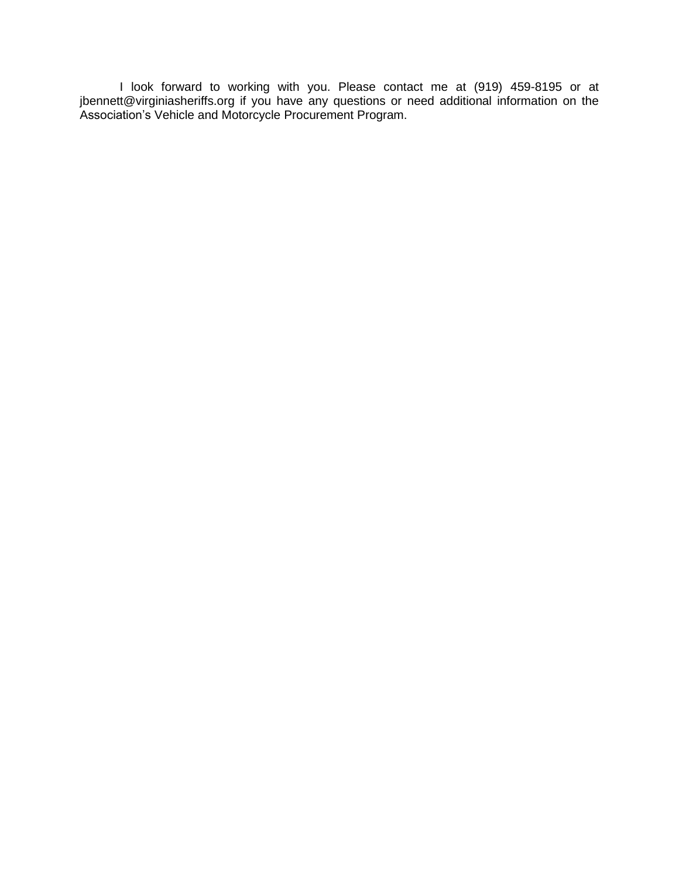I look forward to working with you. Please contact me at (919) 459-8195 or at jbennett@virginiasheriffs.org if you have any questions or need additional information on the Association's Vehicle and Motorcycle Procurement Program.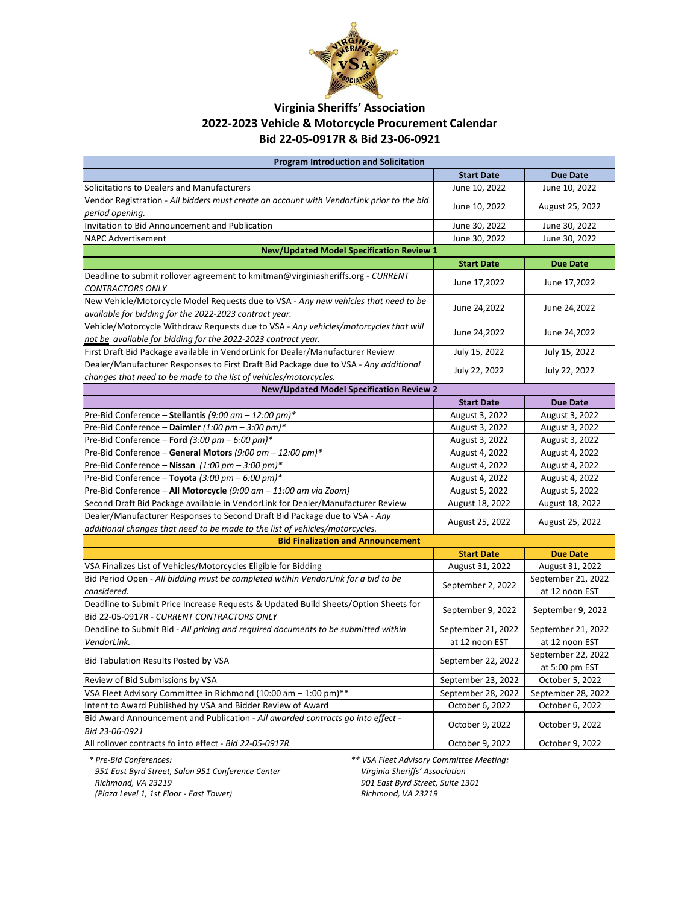# Virginia Sheriffs' Association
## 2022-2023 Vehicle & Motorcycle Procurement Calendar
## Bid 22-05-0917R & Bid 23-06-0921

| **Program Introduction and Solicitation** | | |
|---|---|---|
| | **Start Date** | **Due Date** |
| Solicitations to Dealers and Manufacturers | June 10, 2022 | June 10, 2022 |
| Vendor Registration - *All bidders must create an account with VendorLink prior to the bid period opening.* | June 10, 2022 | August 25, 2022 |
| Invitation to Bid Announcement and Publication | June 30, 2022 | June 30, 2022 |
| NAPC Advertisement | June 30, 2022 | June 30, 2022 |
| **New/Updated Model Specification Review 1** | | |
| | **Start Date** | **Due Date** |
| Deadline to submit rollover agreement to kmitman@virginiasheriffs.org - *CURRENT CONTRACTORS ONLY* | June 17,2022 | June 17,2022 |
| New Vehicle/Motorcycle Model Requests due to VSA - *Any new vehicles that need to be available for bidding for the 2022-2023 contract year.* | June 24,2022 | June 24,2022 |
| Vehicle/Motorcycle Withdraw Requests due to VSA - *Any vehicles/motorcycles that will not be available for bidding for the 2022-2023 contract year.* | June 24,2022 | June 24,2022 |
| First Draft Bid Package available in VendorLink for Dealer/Manufacturer Review | July 15, 2022 | July 15, 2022 |
| Dealer/Manufacturer Responses to First Draft Bid Package due to VSA - *Any additional changes that need to be made to the list of vehicles/motorcycles.* | July 22, 2022 | July 22, 2022 |
| **New/Updated Model Specification Review 2** | | |
| | **Start Date** | **Due Date** |
| Pre-Bid Conference – **Stellantis** *(9:00 am – 12:00 pm)** | August 3, 2022 | August 3, 2022 |
| Pre-Bid Conference – **Daimler** *(1:00 pm – 3:00 pm)** | August 3, 2022 | August 3, 2022 |
| Pre-Bid Conference – **Ford** *(3:00 pm – 6:00 pm)** | August 3, 2022 | August 3, 2022 |
| Pre-Bid Conference – **General Motors** *(9:00 am – 12:00 pm)** | August 4, 2022 | August 4, 2022 |
| Pre-Bid Conference – **Nissan** *(1:00 pm – 3:00 pm)** | August 4, 2022 | August 4, 2022 |
| Pre-Bid Conference – **Toyota** *(3:00 pm – 6:00 pm)** | August 4, 2022 | August 4, 2022 |
| Pre-Bid Conference – **All Motorcycle** *(9:00 am – 11:00 am via Zoom)* | August 5, 2022 | August 5, 2022 |
| Second Draft Bid Package available in VendorLink for Dealer/Manufacturer Review | August 18, 2022 | August 18, 2022 |
| Dealer/Manufacturer Responses to Second Draft Bid Package due to VSA - *Any additional changes that need to be made to the list of vehicles/motorcycles.* | August 25, 2022 | August 25, 2022 |
| **Bid Finalization and Announcement** | | |
| | **Start Date** | **Due Date** |
| VSA Finalizes List of Vehicles/Motorcycles Eligible for Bidding | August 31, 2022 | August 31, 2022 |
| Bid Period Open - *All bidding must be completed wtihin VendorLink for a bid to be considered.* | September 2, 2022 | September 21, 2022 at 12 noon EST |
| Deadline to Submit Price Increase Requests & Updated Build Sheets/Option Sheets for Bid 22-05-0917R - *CURRENT CONTRACTORS ONLY* | September 9, 2022 | September 9, 2022 |
| Deadline to Submit Bid - *All pricing and required documents to be submitted within VendorLink.* | September 21, 2022 at 12 noon EST | September 21, 2022 at 12 noon EST |
| Bid Tabulation Results Posted by VSA | September 22, 2022 | September 22, 2022 at 5:00 pm EST |
| Review of Bid Submissions by VSA | September 23, 2022 | October 5, 2022 |
| VSA Fleet Advisory Committee in Richmond (10:00 am – 1:00 pm)** | September 28, 2022 | September 28, 2022 |
| Intent to Award Published by VSA and Bidder Review of Award | October 6, 2022 | October 6, 2022 |
| Bid Award Announcement and Publication - *All awarded contracts go into effect - Bid 23-06-0921* | October 9, 2022 | October 9, 2022 |
| All rollover contracts fo into effect - *Bid 22-05-0917R* | October 9, 2022 | October 9, 2022 |

*\* Pre-Bid Conferences:*
*951 East Byrd Street, Salon 951 Conference Center*
*Richmond, VA 23219*
*(Plaza Level 1, 1st Floor - East Tower)*

*\*\* VSA Fleet Advisory Committee Meeting:*
*Virginia Sheriffs' Association*
*901 East Byrd Street, Suite 1301*
*Richmond, VA 23219*